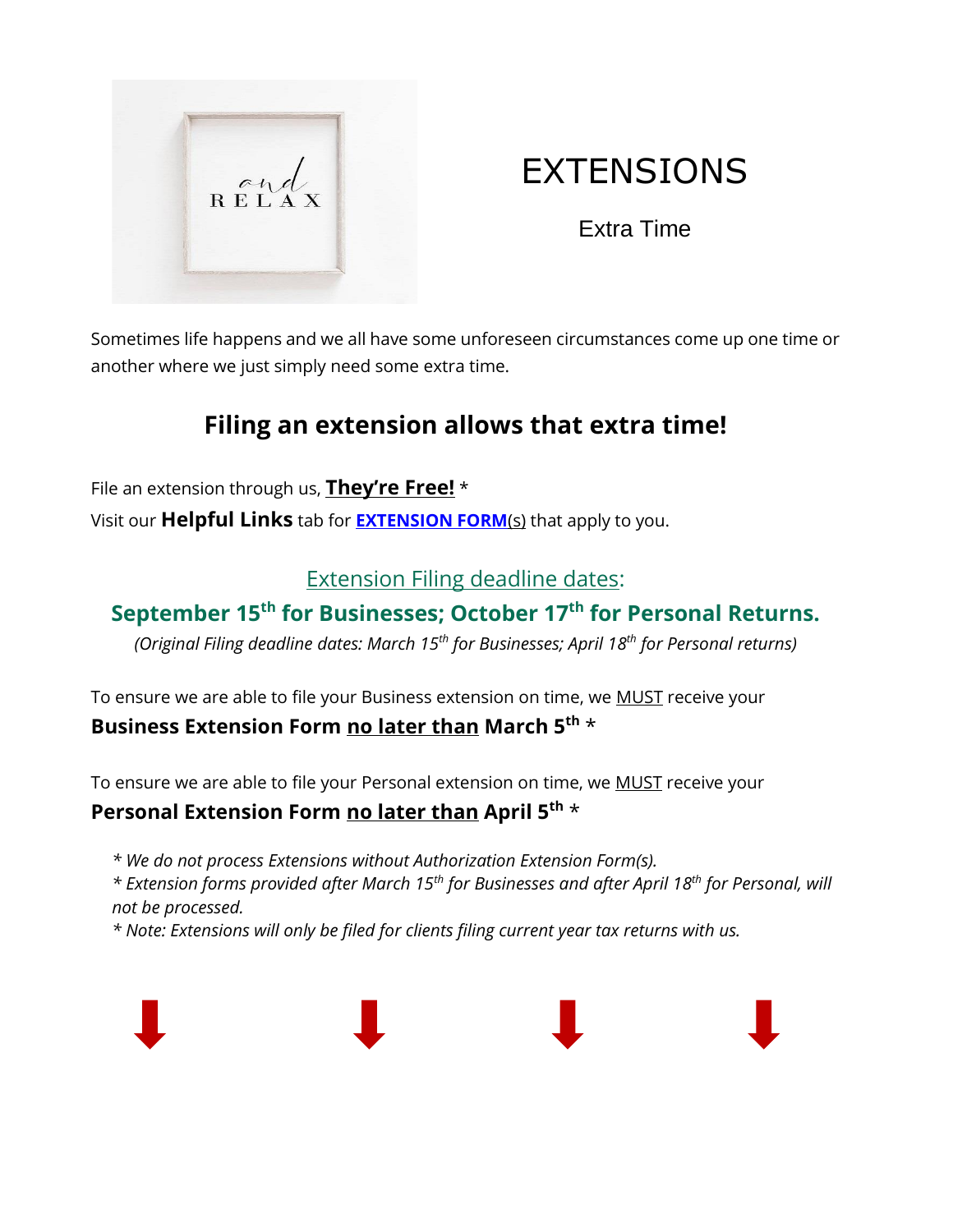# EXTENSIONS

Extra Time

Sometimes life happens and we all have some unforeseen circumstances come up one time or another where we just simply need some extra time.

## Filing an extension allows that extra time!

File an extension through us, **They're Free!** *

Visit our **Helpful Links** tab for **EXTENSION FORM**(s) that apply to you.

### Extension Filing deadline dates:

### September 15th for Businesses; October 17th for Personal Returns.

*(Original Filing deadline dates: March 15th for Businesses; April 18th for Personal returns)*

To ensure we are able to file your Business extension on time, we MUST receive your **Business Extension Form no later than March 5th** *

To ensure we are able to file your Personal extension on time, we MUST receive your **Personal Extension Form no later than April 5th** *

*\* We do not process Extensions without Authorization Extension Form(s).*

*\* Extension forms provided after March 15th for Businesses and after April 18th for Personal, will not be processed.*

*\* Note: Extensions will only be filed for clients filing current year tax returns with us.*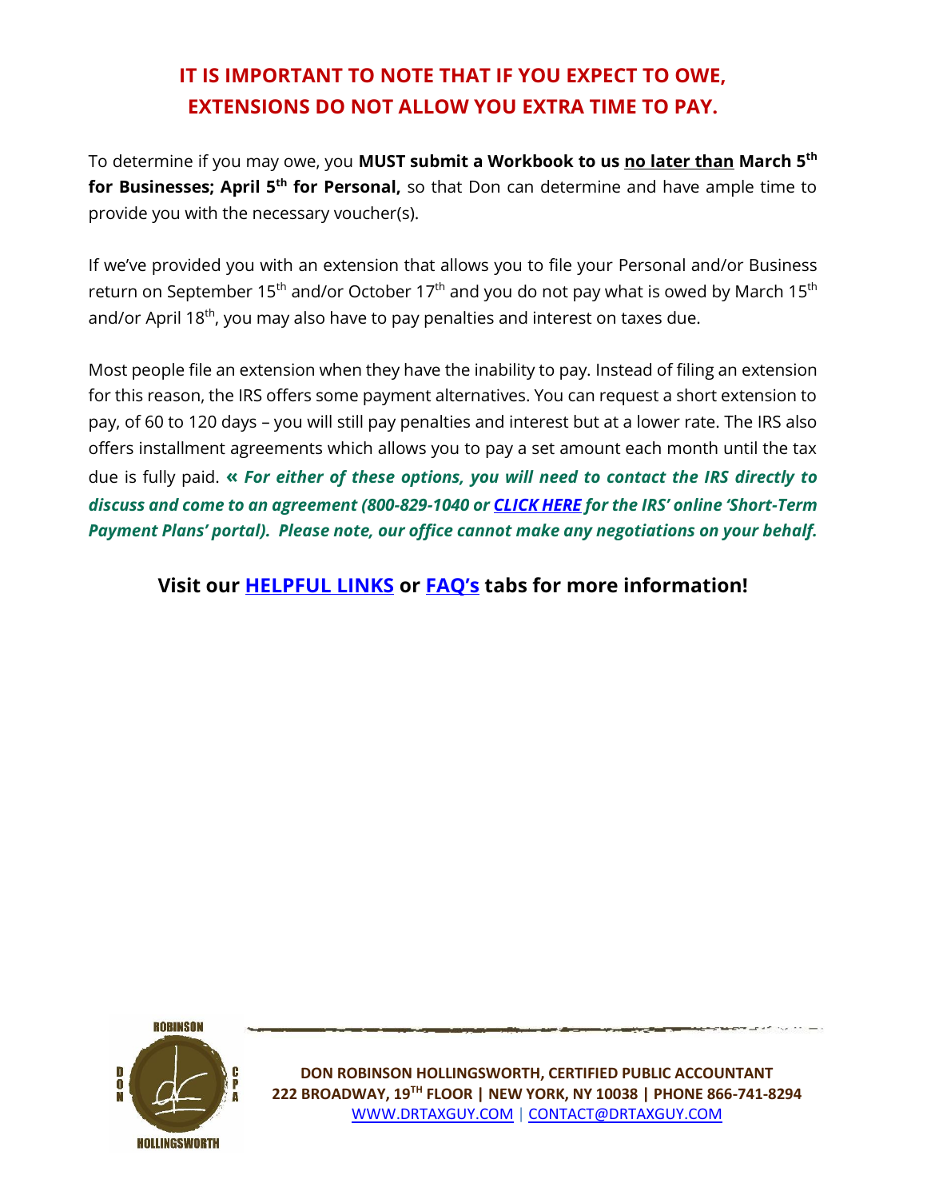**IT IS IMPORTANT TO NOTE THAT IF YOU EXPECT TO OWE, EXTENSIONS DO NOT ALLOW YOU EXTRA TIME TO PAY.**

To determine if you may owe, you **MUST submit a Workbook to us** <u>**no later than**</u> **March 5th for Businesses; April 5th for Personal,** so that Don can determine and have ample time to provide you with the necessary voucher(s).

If we've provided you with an extension that allows you to file your Personal and/or Business return on September 15th and/or October 17th and you do not pay what is owed by March 15th and/or April 18th, you may also have to pay penalties and interest on taxes due.

Most people file an extension when they have the inability to pay. Instead of filing an extension for this reason, the IRS offers some payment alternatives. You can request a short extension to pay, of 60 to 120 days – you will still pay penalties and interest but at a lower rate. The IRS also offers installment agreements which allows you to pay a set amount each month until the tax due is fully paid. **«** ***For either of these options, you will need to contact the IRS directly to discuss and come to an agreement (800-829-1040 or CLICK HERE for the IRS' online 'Short-Term Payment Plans' portal). Please note, our office cannot make any negotiations on your behalf.***

**Visit our HELPFUL LINKS or FAQ's tabs for more information!**

ROBINSON DON CPA HOLLINGSWORTH

**DON ROBINSON HOLLINGSWORTH, CERTIFIED PUBLIC ACCOUNTANT**
**222 BROADWAY, 19TH FLOOR | NEW YORK, NY 10038 | PHONE 866-741-8294**
WWW.DRTAXGUY.COM | CONTACT@DRTAXGUY.COM